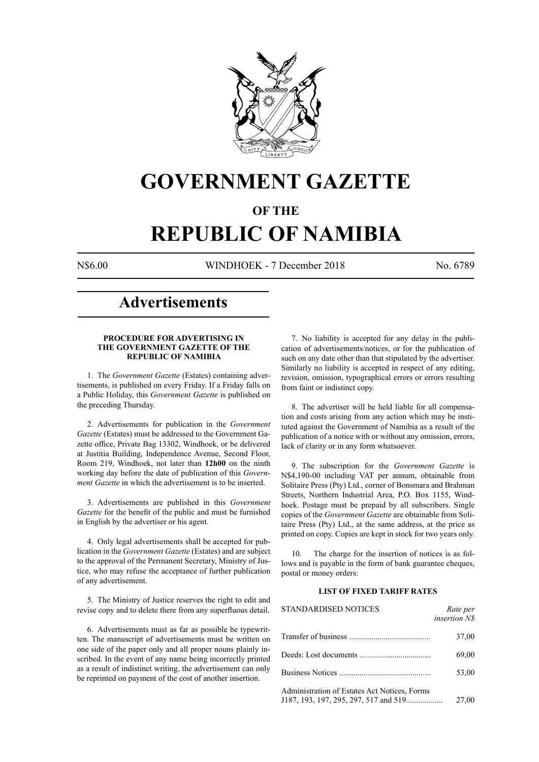# GOVERNMENT GAZETTE

## OF THE

# REPUBLIC OF NAMIBIA

N$6.00 WINDHOEK - 7 December 2018 No. 6789

## Advertisements

### PROCEDURE FOR ADVERTISING IN THE GOVERNMENT GAZETTE OF THE REPUBLIC OF NAMIBIA

1. The *Government Gazette* (Estates) containing advertisements, is published on every Friday. If a Friday falls on a Public Holiday, this *Government Gazette* is published on the preceding Thursday.

2. Advertisements for publication in the *Government Gazette* (Estates) must be addressed to the Government Gazette office, Private Bag 13302, Windhoek, or be delivered at Justitia Building, Independence Avenue, Second Floor, Room 219, Windhoek, not later than **12h00** on the ninth working day before the date of publication of this *Government Gazette* in which the advertisement is to be inserted.

3. Advertisements are published in this *Government Gazette* for the benefit of the public and must be furnished in English by the advertiser or his agent.

4. Only legal advertisements shall be accepted for publication in the *Government Gazette* (Estates) and are subject to the approval of the Permanent Secretary, Ministry of Justice, who may refuse the acceptance of further publication of any advertisement.

5. The Ministry of Justice reserves the right to edit and revise copy and to delete there from any superfluous detail.

6. Advertisements must as far as possible be typewritten. The manuscript of advertisements must be written on one side of the paper only and all proper nouns plainly inscribed. In the event of any name being incorrectly printed as a result of indistinct writing, the advertisement can only be reprinted on payment of the cost of another insertion.

7. No liability is accepted for any delay in the publication of advertisements/notices, or for the publication of such on any date other than that stipulated by the advertiser. Similarly no liability is accepted in respect of any editing, revision, omission, typographical errors or errors resulting from faint or indistinct copy.

8. The advertiser will be held liable for all compensation and costs arising from any action which may be instituted against the Government of Namibia as a result of the publication of a notice with or without any omission, errors, lack of clarity or in any form whatsoever.

9. The subscription for the *Government Gazette* is N$4,190-00 including VAT per annum, obtainable from Solitaire Press (Pty) Ltd., corner of Bonsmara and Brahman Streets, Northern Industrial Area, P.O. Box 1155, Windhoek. Postage must be prepaid by all subscribers. Single copies of the *Government Gazette* are obtainable from Solitaire Press (Pty) Ltd., at the same address, at the price as printed on copy. Copies are kept in stock for two years only.

10. The charge for the insertion of notices is as follows and is payable in the form of bank guarantee cheques, postal or money orders:

### LIST OF FIXED TARIFF RATES

| STANDARDISED NOTICES | *Rate per insertion N$* |
|---|---|
| Transfer of business ........................................ | 37,00 |
| Deeds: Lost documents .................................. | 69,00 |
| Business Notices ............................................ | 53,00 |
| Administration of Estates Act Notices, Forms J187, 193, 197, 295, 297, 517 and 519.................. | 27,00 |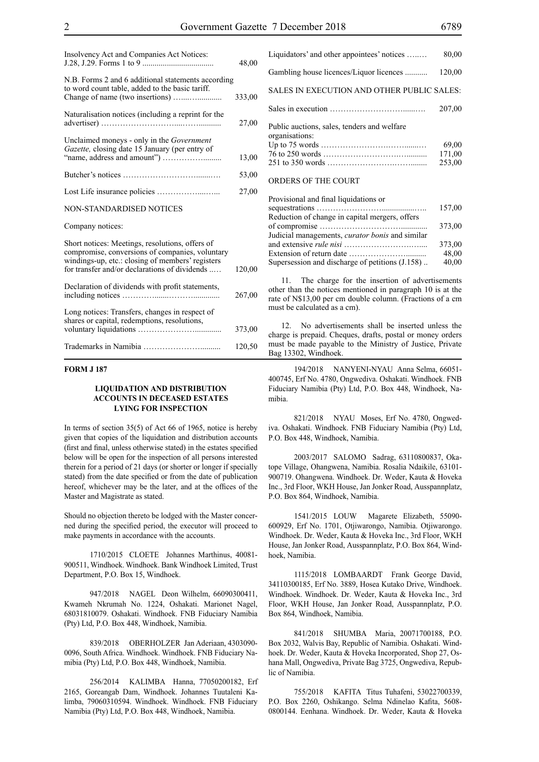| | |
|---|---|
| Insolvency Act and Companies Act Notices: J.28, J.29. Forms 1 to 9 | 48,00 |
| N.B. Forms 2 and 6 additional statements according to word count table, added to the basic tariff. Change of name (two insertions) | 333,00 |
| Naturalisation notices (including a reprint for the advertiser) | 27,00 |
| Unclaimed moneys - only in the *Government Gazette,* closing date 15 January (per entry of "name, address and amount") | 13,00 |
| Butcher's notices | 53,00 |
| Lost Life insurance policies | 27,00 |
| NON-STANDARDISED NOTICES | |
| Company notices: | |
| Short notices: Meetings, resolutions, offers of compromise, conversions of companies, voluntary windings-up, etc.: closing of members' registers for transfer and/or declarations of dividends | 120,00 |
| Declaration of dividends with profit statements, including notices | 267,00 |
| Long notices: Transfers, changes in respect of shares or capital, redemptions, resolutions, voluntary liquidations | 373,00 |
| Trademarks in Namibia | 120,50 |
| Liquidators' and other appointees' notices | 80,00 |
| Gambling house licences/Liquor licences | 120,00 |
| SALES IN EXECUTION AND OTHER PUBLIC SALES: | |
| Sales in execution | 207,00 |
| Public auctions, sales, tenders and welfare organisations: | |
| Up to 75 words | 69,00 |
| 76 to 250 words | 171,00 |
| 251 to 350 words | 253,00 |
| ORDERS OF THE COURT | |
| Provisional and final liquidations or sequestrations | 157,00 |
| Reduction of change in capital mergers, offers of compromise | 373,00 |
| Judicial managements, *curator bonis* and similar and extensive *rule nisi* | 373,00 |
| Extension of return date | 48,00 |
| Supersession and discharge of petitions (J.158) | 40,00 |

11. The charge for the insertion of advertisements other than the notices mentioned in paragraph 10 is at the rate of N$13,00 per cm double column. (Fractions of a cm must be calculated as a cm).

12. No advertisements shall be inserted unless the charge is prepaid. Cheques, drafts, postal or money orders must be made payable to the Ministry of Justice, Private Bag 13302, Windhoek.

**FORM J 187**

### LIQUIDATION AND DISTRIBUTION ACCOUNTS IN DECEASED ESTATES LYING FOR INSPECTION

In terms of section 35(5) of Act 66 of 1965, notice is hereby given that copies of the liquidation and distribution accounts (first and final, unless otherwise stated) in the estates specified below will be open for the inspection of all persons interested therein for a period of 21 days (or shorter or longer if specially stated) from the date specified or from the date of publication hereof, whichever may be the later, and at the offices of the Master and Magistrate as stated.

Should no objection thereto be lodged with the Master concerned during the specified period, the executor will proceed to make payments in accordance with the accounts.

1710/2015 CLOETE Johannes Marthinus, 40081-900511, Windhoek. Windhoek. Bank Windhoek Limited, Trust Department, P.O. Box 15, Windhoek.

947/2018 NAGEL Deon Wilhelm, 66090300411, Kwameh Nkrumah No. 1224, Oshakati. Marionet Nagel, 68031810079. Oshakati. Windhoek. FNB Fiduciary Namibia (Pty) Ltd, P.O. Box 448, Windhoek, Namibia.

839/2018 OBERHOLZER Jan Aderiaan, 4303090-0096, South Africa. Windhoek. Windhoek. FNB Fiduciary Namibia (Pty) Ltd, P.O. Box 448, Windhoek, Namibia.

256/2014 KALIMBA Hanna, 77050200182, Erf 2165, Goreangab Dam, Windhoek. Johannes Tuutaleni Kalimba, 79060310594. Windhoek. Windhoek. FNB Fiduciary Namibia (Pty) Ltd, P.O. Box 448, Windhoek, Namibia.

194/2018 NANYENI-NYAU Anna Selma, 66051-400745, Erf No. 4780, Ongwediva. Oshakati. Windhoek. FNB Fiduciary Namibia (Pty) Ltd, P.O. Box 448, Windhoek, Namibia.

821/2018 NYAU Moses, Erf No. 4780, Ongwediva. Oshakati. Windhoek. FNB Fiduciary Namibia (Pty) Ltd, P.O. Box 448, Windhoek, Namibia.

2003/2017 SALOMO Sadrag, 63110800837, Okatope Village, Ohangwena, Namibia. Rosalia Ndaikile, 63101-900719. Ohangwena. Windhoek. Dr. Weder, Kauta & Hoveka Inc., 3rd Floor, WKH House, Jan Jonker Road, Ausspannplatz, P.O. Box 864, Windhoek, Namibia.

1541/2015 LOUW Magarete Elizabeth, 55090-600929, Erf No. 1701, Otjiwarongo, Namibia. Otjiwarongo. Windhoek. Dr. Weder, Kauta & Hoveka Inc., 3rd Floor, WKH House, Jan Jonker Road, Ausspannplatz, P.O. Box 864, Windhoek, Namibia.

1115/2018 LOMBAARDT Frank George David, 34110300185, Erf No. 3889, Hosea Kutako Drive, Windhoek. Windhoek. Windhoek. Dr. Weder, Kauta & Hoveka Inc., 3rd Floor, WKH House, Jan Jonker Road, Ausspannplatz, P.O. Box 864, Windhoek, Namibia.

841/2018 SHUMBA Maria, 20071700188, P.O. Box 2032, Walvis Bay, Republic of Namibia. Oshakati. Windhoek. Dr. Weder, Kauta & Hoveka Incorporated, Shop 27, Oshana Mall, Ongwediva, Private Bag 3725, Ongwediva, Republic of Namibia.

755/2018 KAFITA Titus Tuhafeni, 53022700339, P.O. Box 2260, Oshikango. Selma Ndinelao Kafita, 5608-0800144. Eenhana. Windhoek. Dr. Weder, Kauta & Hoveka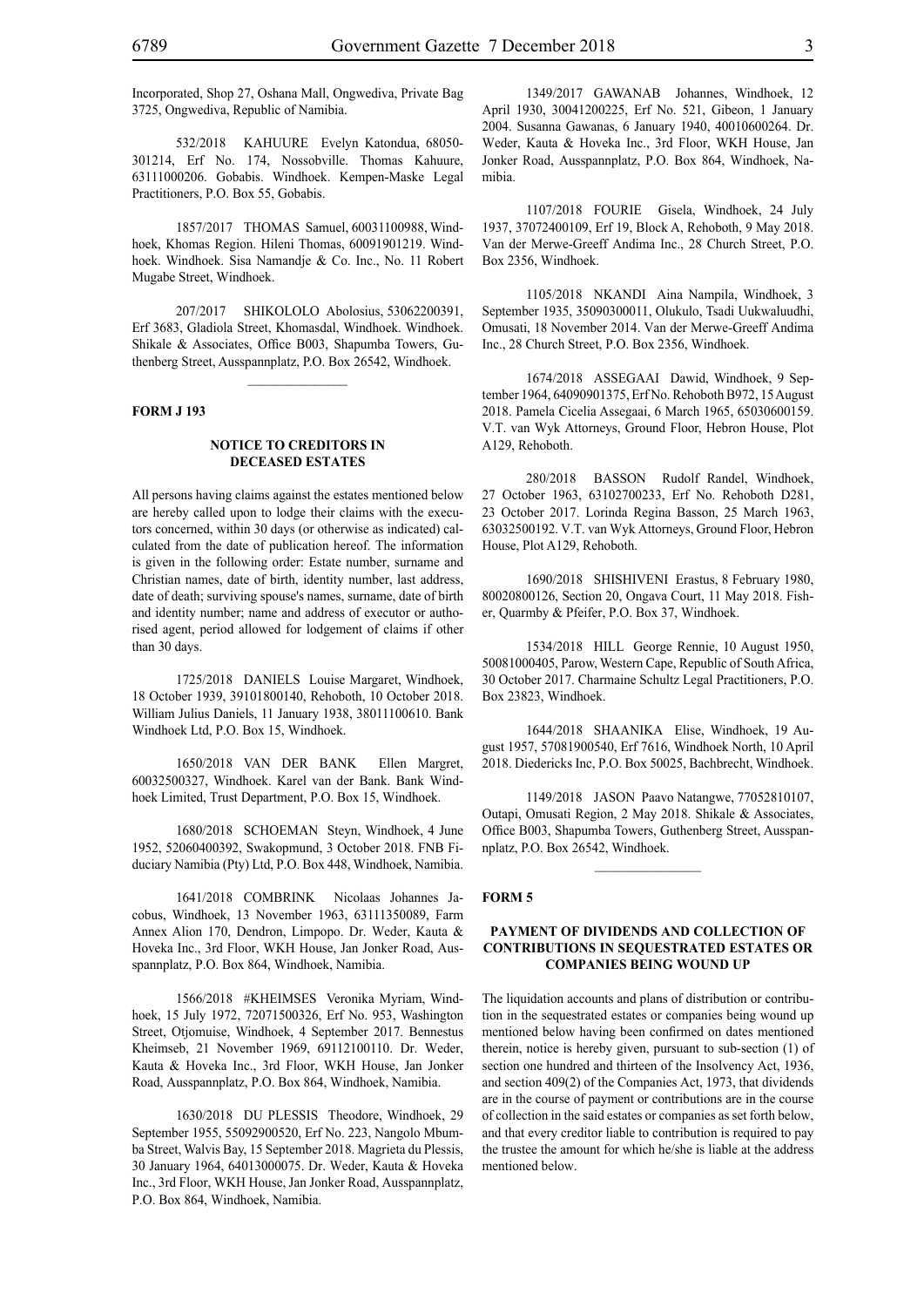Incorporated, Shop 27, Oshana Mall, Ongwediva, Private Bag 3725, Ongwediva, Republic of Namibia.

532/2018 KAHUURE Evelyn Katondua, 68050301214, Erf No. 174, Nossobville. Thomas Kahuure, 63111000206. Gobabis. Windhoek. Kempen-Maske Legal Practitioners, P.O. Box 55, Gobabis.

1857/2017 THOMAS Samuel, 60031100988, Windhoek, Khomas Region. Hileni Thomas, 60091901219. Windhoek. Windhoek. Sisa Namandje & Co. Inc., No. 11 Robert Mugabe Street, Windhoek.

207/2017 SHIKOLOLO Abolosius, 53062200391, Erf 3683, Gladiola Street, Khomasdal, Windhoek. Windhoek. Shikale & Associates, Office B003, Shapumba Towers, Guthenberg Street, Ausspannplatz, P.O. Box 26542, Windhoek.

**FORM J 193**

### NOTICE TO CREDITORS IN DECEASED ESTATES

All persons having claims against the estates mentioned below are hereby called upon to lodge their claims with the executors concerned, within 30 days (or otherwise as indicated) calculated from the date of publication hereof. The information is given in the following order: Estate number, surname and Christian names, date of birth, identity number, last address, date of death; surviving spouse's names, surname, date of birth and identity number; name and address of executor or authorised agent, period allowed for lodgement of claims if other than 30 days.

1725/2018 DANIELS Louise Margaret, Windhoek, 18 October 1939, 39101800140, Rehoboth, 10 October 2018. William Julius Daniels, 11 January 1938, 38011100610. Bank Windhoek Ltd, P.O. Box 15, Windhoek.

1650/2018 VAN DER BANK Ellen Margret, 60032500327, Windhoek. Karel van der Bank. Bank Windhoek Limited, Trust Department, P.O. Box 15, Windhoek.

1680/2018 SCHOEMAN Steyn, Windhoek, 4 June 1952, 52060400392, Swakopmund, 3 October 2018. FNB Fiduciary Namibia (Pty) Ltd, P.O. Box 448, Windhoek, Namibia.

1641/2018 COMBRINK Nicolaas Johannes Jacobus, Windhoek, 13 November 1963, 63111350089, Farm Annex Alion 170, Dendron, Limpopo. Dr. Weder, Kauta & Hoveka Inc., 3rd Floor, WKH House, Jan Jonker Road, Ausspannplatz, P.O. Box 864, Windhoek, Namibia.

1566/2018 #KHEIMSES Veronika Myriam, Windhoek, 15 July 1972, 72071500326, Erf No. 953, Washington Street, Otjomuise, Windhoek, 4 September 2017. Bennestus Kheimseb, 21 November 1969, 69112100110. Dr. Weder, Kauta & Hoveka Inc., 3rd Floor, WKH House, Jan Jonker Road, Ausspannplatz, P.O. Box 864, Windhoek, Namibia.

1630/2018 DU PLESSIS Theodore, Windhoek, 29 September 1955, 55092900520, Erf No. 223, Nangolo Mbumba Street, Walvis Bay, 15 September 2018. Magrieta du Plessis, 30 January 1964, 64013000075. Dr. Weder, Kauta & Hoveka Inc., 3rd Floor, WKH House, Jan Jonker Road, Ausspannplatz, P.O. Box 864, Windhoek, Namibia.

1349/2017 GAWANAB Johannes, Windhoek, 12 April 1930, 30041200225, Erf No. 521, Gibeon, 1 January 2004. Susanna Gawanas, 6 January 1940, 40010600264. Dr. Weder, Kauta & Hoveka Inc., 3rd Floor, WKH House, Jan Jonker Road, Ausspannplatz, P.O. Box 864, Windhoek, Namibia.

1107/2018 FOURIE Gisela, Windhoek, 24 July 1937, 37072400109, Erf 19, Block A, Rehoboth, 9 May 2018. Van der Merwe-Greeff Andima Inc., 28 Church Street, P.O. Box 2356, Windhoek.

1105/2018 NKANDI Aina Nampila, Windhoek, 3 September 1935, 35090300011, Olukulo, Tsadi Uukwaluudhi, Omusati, 18 November 2014. Van der Merwe-Greeff Andima Inc., 28 Church Street, P.O. Box 2356, Windhoek.

1674/2018 ASSEGAAI Dawid, Windhoek, 9 September 1964, 64090901375, Erf No. Rehoboth B972, 15 August 2018. Pamela Cicelia Assegaai, 6 March 1965, 65030600159. V.T. van Wyk Attorneys, Ground Floor, Hebron House, Plot A129, Rehoboth.

280/2018 BASSON Rudolf Randel, Windhoek, 27 October 1963, 63102700233, Erf No. Rehoboth D281, 23 October 2017. Lorinda Regina Basson, 25 March 1963, 63032500192. V.T. van Wyk Attorneys, Ground Floor, Hebron House, Plot A129, Rehoboth.

1690/2018 SHISHIVENI Erastus, 8 February 1980, 80020800126, Section 20, Ongava Court, 11 May 2018. Fisher, Quarmby & Pfeifer, P.O. Box 37, Windhoek.

1534/2018 HILL George Rennie, 10 August 1950, 50081000405, Parow, Western Cape, Republic of South Africa, 30 October 2017. Charmaine Schultz Legal Practitioners, P.O. Box 23823, Windhoek.

1644/2018 SHAANIKA Elise, Windhoek, 19 August 1957, 57081900540, Erf 7616, Windhoek North, 10 April 2018. Diedericks Inc, P.O. Box 50025, Bachbrecht, Windhoek.

1149/2018 JASON Paavo Natangwe, 77052810107, Outapi, Omusati Region, 2 May 2018. Shikale & Associates, Office B003, Shapumba Towers, Guthenberg Street, Ausspannplatz, P.O. Box 26542, Windhoek.

**FORM 5**

### PAYMENT OF DIVIDENDS AND COLLECTION OF CONTRIBUTIONS IN SEQUESTRATED ESTATES OR COMPANIES BEING WOUND UP

The liquidation accounts and plans of distribution or contribution in the sequestrated estates or companies being wound up mentioned below having been confirmed on dates mentioned therein, notice is hereby given, pursuant to sub-section (1) of section one hundred and thirteen of the Insolvency Act, 1936, and section 409(2) of the Companies Act, 1973, that dividends are in the course of payment or contributions are in the course of collection in the said estates or companies as set forth below, and that every creditor liable to contribution is required to pay the trustee the amount for which he/she is liable at the address mentioned below.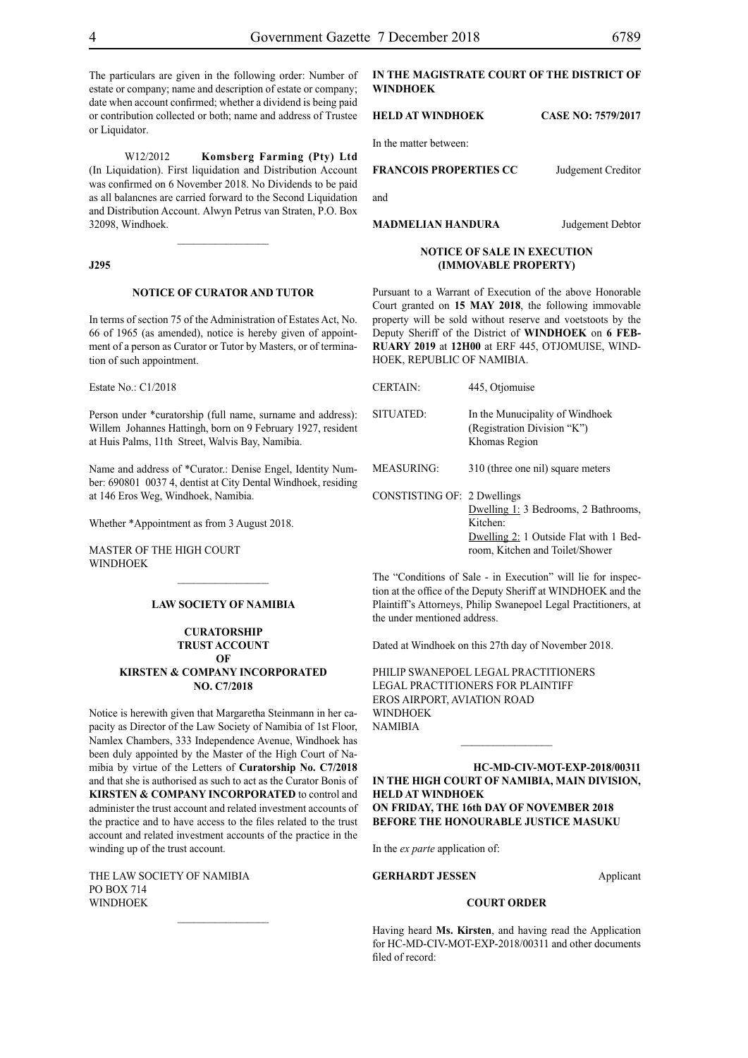The particulars are given in the following order: Number of estate or company; name and description of estate or company; date when account confirmed; whether a dividend is being paid or contribution collected or both; name and address of Trustee or Liquidator.

W12/2012 **Komsberg Farming (Pty) Ltd** (In Liquidation). First liquidation and Distribution Account was confirmed on 6 November 2018. No Dividends to be paid as all balancnes are carried forward to the Second Liquidation and Distribution Account. Alwyn Petrus van Straten, P.O. Box 32098, Windhoek.

________________

**J295**

**NOTICE OF CURATOR AND TUTOR**

In terms of section 75 of the Administration of Estates Act, No. 66 of 1965 (as amended), notice is hereby given of appointment of a person as Curator or Tutor by Masters, or of termination of such appointment.

Estate No.: C1/2018

Person under *curatorship (full name, surname and address): Willem Johannes Hattingh, born on 9 February 1927, resident at Huis Palms, 11th Street, Walvis Bay, Namibia.

Name and address of *Curator.: Denise Engel, Identity Number: 690801 0037 4, dentist at City Dental Windhoek, residing at 146 Eros Weg, Windhoek, Namibia.

Whether *Appointment as from 3 August 2018.

MASTER OF THE HIGH COURT
WINDHOEK

________________

**LAW SOCIETY OF NAMIBIA**

**CURATORSHIP**
**TRUST ACCOUNT**
**OF**
**KIRSTEN & COMPANY INCORPORATED**
**NO. C7/2018**

Notice is herewith given that Margaretha Steinmann in her capacity as Director of the Law Society of Namibia of 1st Floor, Namlex Chambers, 333 Independence Avenue, Windhoek has been duly appointed by the Master of the High Court of Namibia by virtue of the Letters of **Curatorship No. C7/2018** and that she is authorised as such to act as the Curator Bonis of **KIRSTEN & COMPANY INCORPORATED** to control and administer the trust account and related investment accounts of the practice and to have access to the files related to the trust account and related investment accounts of the practice in the winding up of the trust account.

THE LAW SOCIETY OF NAMIBIA
PO BOX 714
WINDHOEK

________________

**IN THE MAGISTRATE COURT OF THE DISTRICT OF WINDHOEK**

**HELD AT WINDHOEK** **CASE NO: 7579/2017**

In the matter between:

**FRANCOIS PROPERTIES CC** Judgement Creditor

and

**MADMELIAN HANDURA** Judgement Debtor

**NOTICE OF SALE IN EXECUTION**
**(IMMOVABLE PROPERTY)**

Pursuant to a Warrant of Execution of the above Honorable Court granted on **15 MAY 2018**, the following immovable property will be sold without reserve and voetstoots by the Deputy Sheriff of the District of **WINDHOEK** on **6 FEBRUARY 2019** at **12H00** at ERF 445, OTJOMUISE, WINDHOEK, REPUBLIC OF NAMIBIA.

CERTAIN: 445, Otjomuise

SITUATED: In the Municipality of Windhoek (Registration Division "K") Khomas Region

MEASURING: 310 (three one nil) square meters

CONSISTING OF: 2 Dwellings
Dwelling 1: 3 Bedrooms, 2 Bathrooms, Kitchen:
Dwelling 2: 1 Outside Flat with 1 Bedroom, Kitchen and Toilet/Shower

The "Conditions of Sale - in Execution" will lie for inspection at the office of the Deputy Sheriff at WINDHOEK and the Plaintiff's Attorneys, Philip Swanepoel Legal Practitioners, at the under mentioned address.

Dated at Windhoek on this 27th day of November 2018.

PHILIP SWANEPOEL LEGAL PRACTITIONERS
LEGAL PRACTITIONERS FOR PLAINTIFF
EROS AIRPORT, AVIATION ROAD
WINDHOEK
NAMIBIA

________________

**HC-MD-CIV-MOT-EXP-2018/00311**
**IN THE HIGH COURT OF NAMIBIA, MAIN DIVISION, HELD AT WINDHOEK**
**ON FRIDAY, THE 16th DAY OF NOVEMBER 2018**
**BEFORE THE HONOURABLE JUSTICE MASUKU**

In the *ex parte* application of:

**GERHARDT JESSEN** Applicant

**COURT ORDER**

Having heard **Ms. Kirsten**, and having read the Application for HC-MD-CIV-MOT-EXP-2018/00311 and other documents filed of record: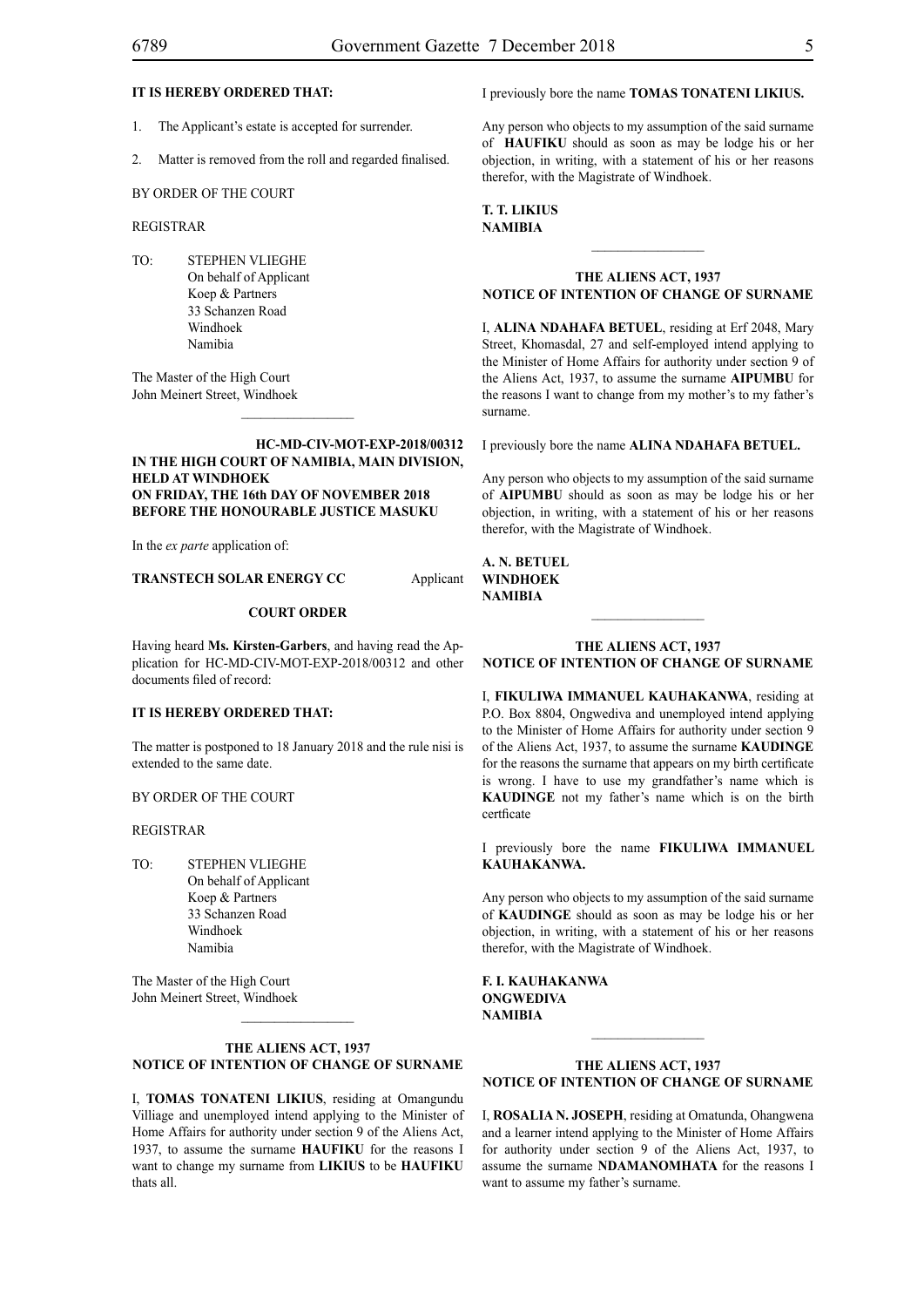**IT IS HEREBY ORDERED THAT:**

1. The Applicant's estate is accepted for surrender.

2. Matter is removed from the roll and regarded finalised.

BY ORDER OF THE COURT

REGISTRAR

TO: STEPHEN VLIEGHE
On behalf of Applicant
Koep & Partners
33 Schanzen Road
Windhoek
Namibia

The Master of the High Court
John Meinert Street, Windhoek

________________

**HC-MD-CIV-MOT-EXP-2018/00312**
**IN THE HIGH COURT OF NAMIBIA, MAIN DIVISION, HELD AT WINDHOEK**
**ON FRIDAY, THE 16th DAY OF NOVEMBER 2018**
**BEFORE THE HONOURABLE JUSTICE MASUKU**

In the *ex parte* application of:

**TRANSTECH SOLAR ENERGY CC** Applicant

**COURT ORDER**

Having heard **Ms. Kirsten-Garbers**, and having read the Application for HC-MD-CIV-MOT-EXP-2018/00312 and other documents filed of record:

**IT IS HEREBY ORDERED THAT:**

The matter is postponed to 18 January 2018 and the rule nisi is extended to the same date.

BY ORDER OF THE COURT

REGISTRAR

TO: STEPHEN VLIEGHE
On behalf of Applicant
Koep & Partners
33 Schanzen Road
Windhoek
Namibia

The Master of the High Court
John Meinert Street, Windhoek

________________

**THE ALIENS ACT, 1937**
**NOTICE OF INTENTION OF CHANGE OF SURNAME**

I, **TOMAS TONATENI LIKIUS**, residing at Omangundu Villiage and unemployed intend applying to the Minister of Home Affairs for authority under section 9 of the Aliens Act, 1937, to assume the surname **HAUFIKU** for the reasons I want to change my surname from **LIKIUS** to be **HAUFIKU** thats all.

I previously bore the name **TOMAS TONATENI LIKIUS.**

Any person who objects to my assumption of the said surname of **HAUFIKU** should as soon as may be lodge his or her objection, in writing, with a statement of his or her reasons therefor, with the Magistrate of Windhoek.

**T. T. LIKIUS**
**NAMIBIA**

________________

**THE ALIENS ACT, 1937**
**NOTICE OF INTENTION OF CHANGE OF SURNAME**

I, **ALINA NDAHAFA BETUEL**, residing at Erf 2048, Mary Street, Khomasdal, 27 and self-employed intend applying to the Minister of Home Affairs for authority under section 9 of the Aliens Act, 1937, to assume the surname **AIPUMBU** for the reasons I want to change from my mother's to my father's surname.

I previously bore the name **ALINA NDAHAFA BETUEL.**

Any person who objects to my assumption of the said surname of **AIPUMBU** should as soon as may be lodge his or her objection, in writing, with a statement of his or her reasons therefor, with the Magistrate of Windhoek.

**A. N. BETUEL**
**WINDHOEK**
**NAMIBIA**

________________

**THE ALIENS ACT, 1937**
**NOTICE OF INTENTION OF CHANGE OF SURNAME**

I, **FIKULIWA IMMANUEL KAUHAKANWA**, residing at P.O. Box 8804, Ongwediva and unemployed intend applying to the Minister of Home Affairs for authority under section 9 of the Aliens Act, 1937, to assume the surname **KAUDINGE** for the reasons the surname that appears on my birth certificate is wrong. I have to use my grandfather's name which is **KAUDINGE** not my father's name which is on the birth certficate

I previously bore the name **FIKULIWA IMMANUEL KAUHAKANWA.**

Any person who objects to my assumption of the said surname of **KAUDINGE** should as soon as may be lodge his or her objection, in writing, with a statement of his or her reasons therefor, with the Magistrate of Windhoek.

**F. I. KAUHAKANWA**
**ONGWEDIVA**
**NAMIBIA**

________________

**THE ALIENS ACT, 1937**
**NOTICE OF INTENTION OF CHANGE OF SURNAME**

I, **ROSALIA N. JOSEPH**, residing at Omatunda, Ohangwena and a learner intend applying to the Minister of Home Affairs for authority under section 9 of the Aliens Act, 1937, to assume the surname **NDAMANOMHATA** for the reasons I want to assume my father's surname.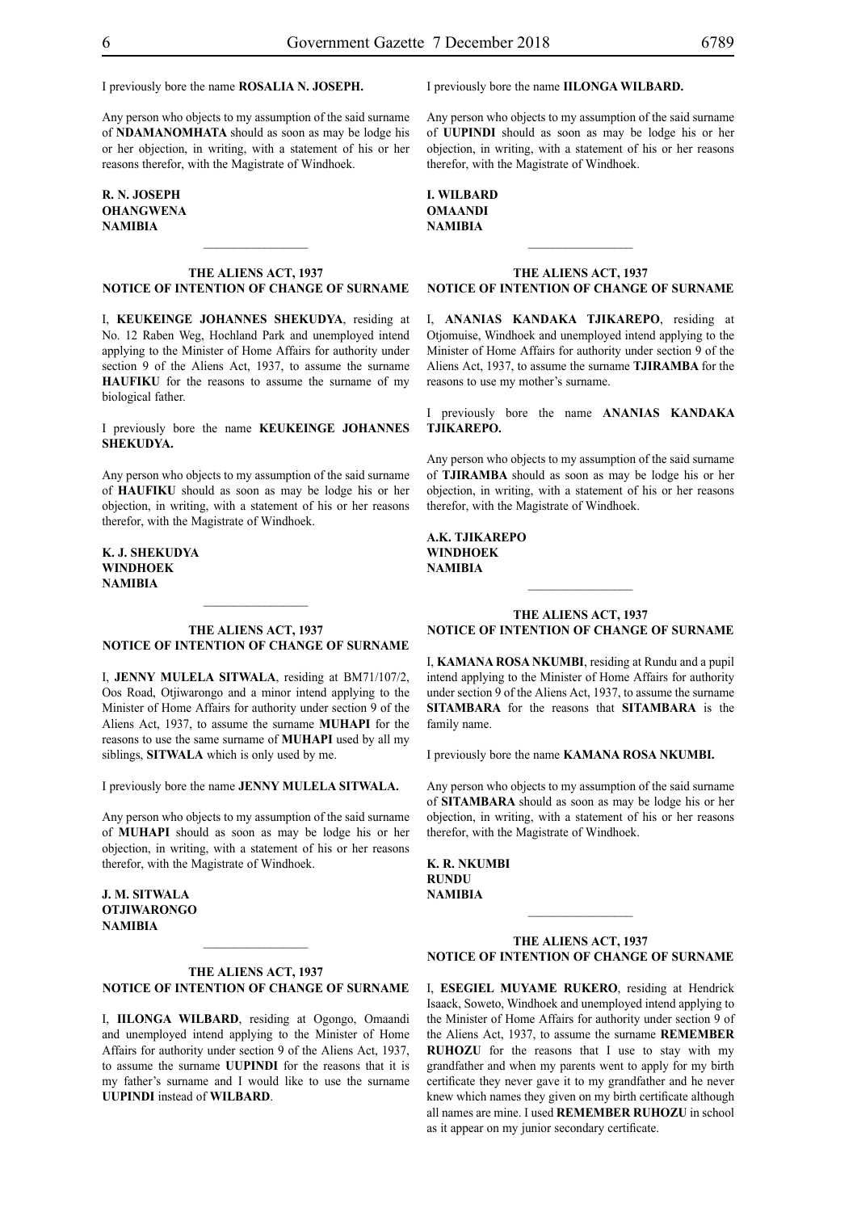I previously bore the name **ROSALIA N. JOSEPH.**

Any person who objects to my assumption of the said surname of **NDAMANOMHATA** should as soon as may be lodge his or her objection, in writing, with a statement of his or her reasons therefor, with the Magistrate of Windhoek.

**R. N. JOSEPH**
**OHANGWENA**
**NAMIBIA**

---

### THE ALIENS ACT, 1937
### NOTICE OF INTENTION OF CHANGE OF SURNAME

I, **KEUKEINGE JOHANNES SHEKUDYA**, residing at No. 12 Raben Weg, Hochland Park and unemployed intend applying to the Minister of Home Affairs for authority under section 9 of the Aliens Act, 1937, to assume the surname **HAUFIKU** for the reasons to assume the surname of my biological father.

I previously bore the name **KEUKEINGE JOHANNES SHEKUDYA.**

Any person who objects to my assumption of the said surname of **HAUFIKU** should as soon as may be lodge his or her objection, in writing, with a statement of his or her reasons therefor, with the Magistrate of Windhoek.

**K. J. SHEKUDYA**
**WINDHOEK**
**NAMIBIA**

---

### THE ALIENS ACT, 1937
### NOTICE OF INTENTION OF CHANGE OF SURNAME

I, **JENNY MULELA SITWALA**, residing at BM71/107/2, Oos Road, Otjiwarongo and a minor intend applying to the Minister of Home Affairs for authority under section 9 of the Aliens Act, 1937, to assume the surname **MUHAPI** for the reasons to use the same surname of **MUHAPI** used by all my siblings, **SITWALA** which is only used by me.

I previously bore the name **JENNY MULELA SITWALA.**

Any person who objects to my assumption of the said surname of **MUHAPI** should as soon as may be lodge his or her objection, in writing, with a statement of his or her reasons therefor, with the Magistrate of Windhoek.

**J. M. SITWALA**
**OTJIWARONGO**
**NAMIBIA**

---

### THE ALIENS ACT, 1937
### NOTICE OF INTENTION OF CHANGE OF SURNAME

I, **IILONGA WILBARD**, residing at Ogongo, Omaandi and unemployed intend applying to the Minister of Home Affairs for authority under section 9 of the Aliens Act, 1937, to assume the surname **UUPINDI** for the reasons that it is my father's surname and I would like to use the surname **UUPINDI** instead of **WILBARD**.

I previously bore the name **IILONGA WILBARD.**

Any person who objects to my assumption of the said surname of **UUPINDI** should as soon as may be lodge his or her objection, in writing, with a statement of his or her reasons therefor, with the Magistrate of Windhoek.

**I. WILBARD**
**OMAANDI**
**NAMIBIA**

---

### THE ALIENS ACT, 1937
### NOTICE OF INTENTION OF CHANGE OF SURNAME

I, **ANANIAS KANDAKA TJIKAREPO**, residing at Otjomuise, Windhoek and unemployed intend applying to the Minister of Home Affairs for authority under section 9 of the Aliens Act, 1937, to assume the surname **TJIRAMBA** for the reasons to use my mother's surname.

I previously bore the name **ANANIAS KANDAKA TJIKAREPO.**

Any person who objects to my assumption of the said surname of **TJIRAMBA** should as soon as may be lodge his or her objection, in writing, with a statement of his or her reasons therefor, with the Magistrate of Windhoek.

**A.K. TJIKAREPO**
**WINDHOEK**
**NAMIBIA**

---

### THE ALIENS ACT, 1937
### NOTICE OF INTENTION OF CHANGE OF SURNAME

I, **KAMANA ROSA NKUMBI**, residing at Rundu and a pupil intend applying to the Minister of Home Affairs for authority under section 9 of the Aliens Act, 1937, to assume the surname **SITAMBARA** for the reasons that **SITAMBARA** is the family name.

I previously bore the name **KAMANA ROSA NKUMBI.**

Any person who objects to my assumption of the said surname of **SITAMBARA** should as soon as may be lodge his or her objection, in writing, with a statement of his or her reasons therefor, with the Magistrate of Windhoek.

**K. R. NKUMBI**
**RUNDU**
**NAMIBIA**

---

### THE ALIENS ACT, 1937
### NOTICE OF INTENTION OF CHANGE OF SURNAME

I, **ESEGIEL MUYAME RUKERO**, residing at Hendrick Isaack, Soweto, Windhoek and unemployed intend applying to the Minister of Home Affairs for authority under section 9 of the Aliens Act, 1937, to assume the surname **REMEMBER RUHOZU** for the reasons that I use to stay with my grandfather and when my parents went to apply for my birth certificate they never gave it to my grandfather and he never knew which names they given on my birth certificate although all names are mine. I used **REMEMBER RUHOZU** in school as it appear on my junior secondary certificate.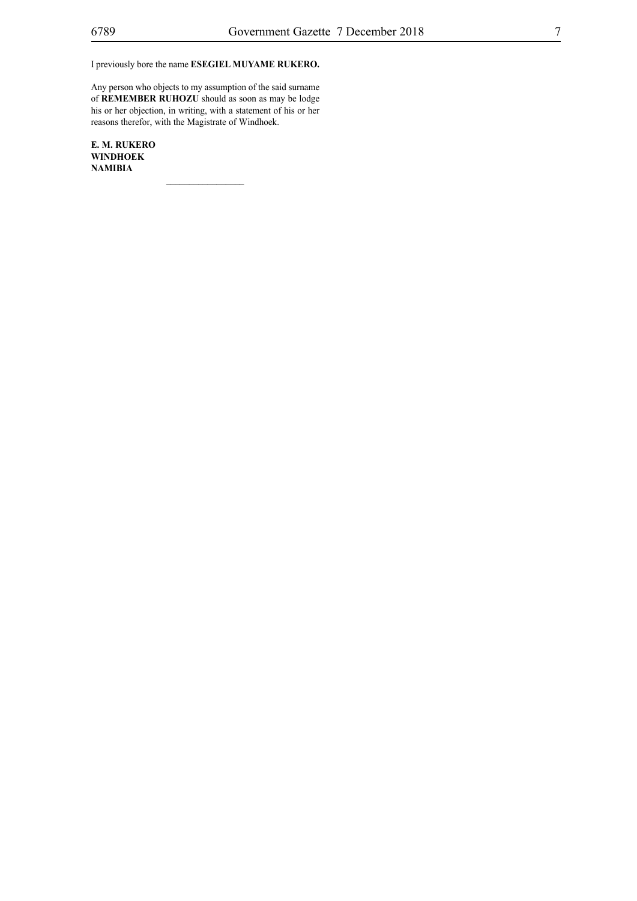I previously bore the name **ESEGIEL MUYAME RUKERO.**

Any person who objects to my assumption of the said surname of **REMEMBER RUHOZU** should as soon as may be lodge his or her objection, in writing, with a statement of his or her reasons therefor, with the Magistrate of Windhoek.

**E. M. RUKERO**
**WINDHOEK**
**NAMIBIA**

________________